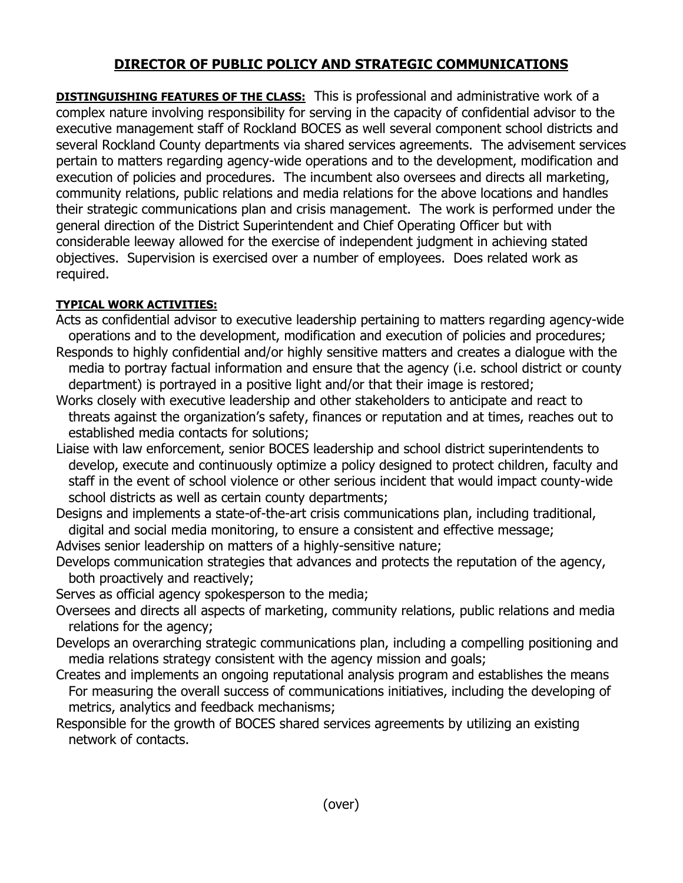# DIRECTOR OF PUBLIC POLICY AND STRATEGIC COMMUNICATIONS

**DISTINGUISHING FEATURES OF THE CLASS:** This is professional and administrative work of a complex nature involving responsibility for serving in the capacity of confidential advisor to the executive management staff of Rockland BOCES as well several component school districts and several Rockland County departments via shared services agreements. The advisement services pertain to matters regarding agency-wide operations and to the development, modification and execution of policies and procedures. The incumbent also oversees and directs all marketing, community relations, public relations and media relations for the above locations and handles their strategic communications plan and crisis management. The work is performed under the general direction of the District Superintendent and Chief Operating Officer but with considerable leeway allowed for the exercise of independent judgment in achieving stated objectives. Supervision is exercised over a number of employees. Does related work as required.

**TYPICAL WORK ACTIVITIES:**

Acts as confidential advisor to executive leadership pertaining to matters regarding agency-wide operations and to the development, modification and execution of policies and procedures;

Responds to highly confidential and/or highly sensitive matters and creates a dialogue with the media to portray factual information and ensure that the agency (i.e. school district or county department) is portrayed in a positive light and/or that their image is restored;

Works closely with executive leadership and other stakeholders to anticipate and react to threats against the organization's safety, finances or reputation and at times, reaches out to established media contacts for solutions;

Liaise with law enforcement, senior BOCES leadership and school district superintendents to develop, execute and continuously optimize a policy designed to protect children, faculty and staff in the event of school violence or other serious incident that would impact county-wide school districts as well as certain county departments;

Designs and implements a state-of-the-art crisis communications plan, including traditional, digital and social media monitoring, to ensure a consistent and effective message;

Advises senior leadership on matters of a highly-sensitive nature;

Develops communication strategies that advances and protects the reputation of the agency, both proactively and reactively;

Serves as official agency spokesperson to the media;

Oversees and directs all aspects of marketing, community relations, public relations and media relations for the agency;

Develops an overarching strategic communications plan, including a compelling positioning and media relations strategy consistent with the agency mission and goals;

Creates and implements an ongoing reputational analysis program and establishes the means For measuring the overall success of communications initiatives, including the developing of metrics, analytics and feedback mechanisms;

Responsible for the growth of BOCES shared services agreements by utilizing an existing network of contacts.

(over)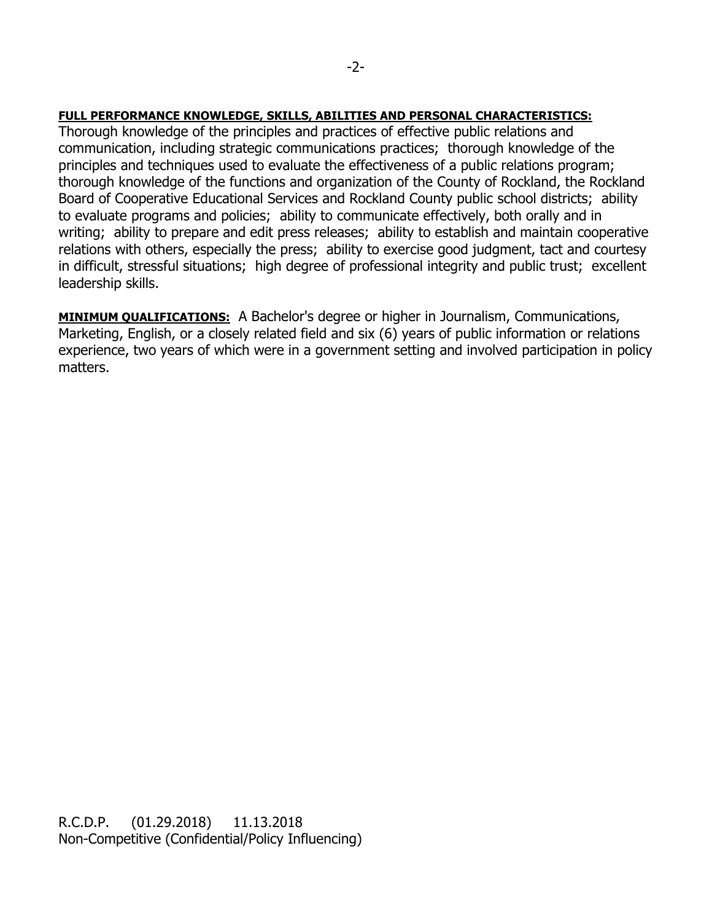**FULL PERFORMANCE KNOWLEDGE, SKILLS, ABILITIES AND PERSONAL CHARACTERISTICS:**
Thorough knowledge of the principles and practices of effective public relations and communication, including strategic communications practices; thorough knowledge of the principles and techniques used to evaluate the effectiveness of a public relations program; thorough knowledge of the functions and organization of the County of Rockland, the Rockland Board of Cooperative Educational Services and Rockland County public school districts; ability to evaluate programs and policies; ability to communicate effectively, both orally and in writing; ability to prepare and edit press releases; ability to establish and maintain cooperative relations with others, especially the press; ability to exercise good judgment, tact and courtesy in difficult, stressful situations; high degree of professional integrity and public trust; excellent leadership skills.

**MINIMUM QUALIFICATIONS:** A Bachelor's degree or higher in Journalism, Communications, Marketing, English, or a closely related field and six (6) years of public information or relations experience, two years of which were in a government setting and involved participation in policy matters.

R.C.D.P. (01.29.2018) 11.13.2018
Non-Competitive (Confidential/Policy Influencing)